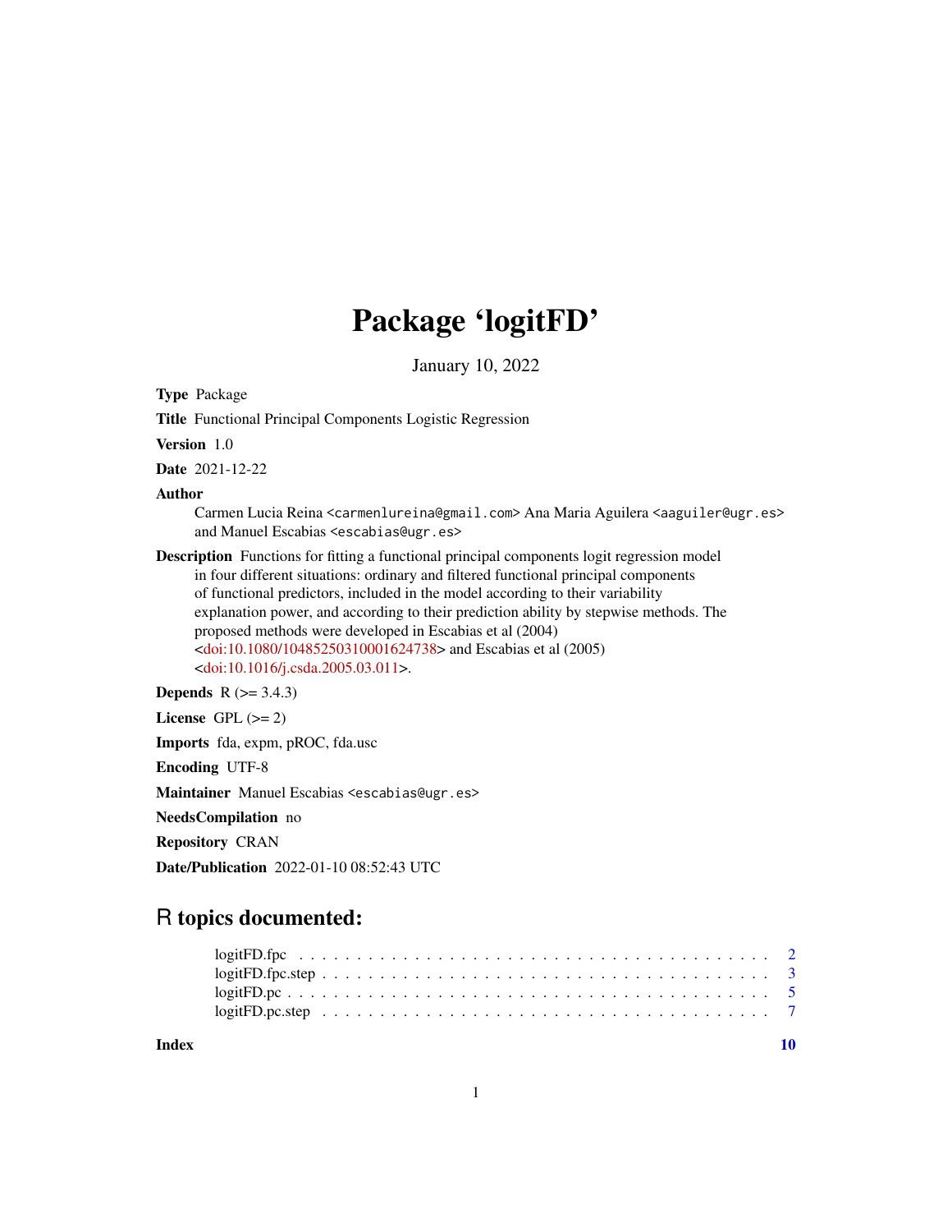# Package 'logitFD'

January 10, 2022

**Type** Package

**Title** Functional Principal Components Logistic Regression

**Version** 1.0

**Date** 2021-12-22

**Author** Carmen Lucia Reina <carmenlureina@gmail.com> Ana Maria Aguilera <aaguiler@ugr.es> and Manuel Escabias <escabias@ugr.es>

**Description** Functions for fitting a functional principal components logit regression model in four different situations: ordinary and filtered functional principal components of functional predictors, included in the model according to their variability explanation power, and according to their prediction ability by stepwise methods. The proposed methods were developed in Escabias et al (2004) <doi:10.1080/10485250310001624738> and Escabias et al (2005) <doi:10.1016/j.csda.2005.03.011>.

**Depends** R (>= 3.4.3)

**License** GPL (>= 2)

**Imports** fda, expm, pROC, fda.usc

**Encoding** UTF-8

**Maintainer** Manuel Escabias <escabias@ugr.es>

**NeedsCompilation** no

**Repository** CRAN

**Date/Publication** 2022-01-10 08:52:43 UTC

## R topics documented:

| | |
|---|---|
| logitFD.fpc | 2 |
| logitFD.fpc.step | 3 |
| logitFD.pc | 5 |
| logitFD.pc.step | 7 |
| **Index** | **10** |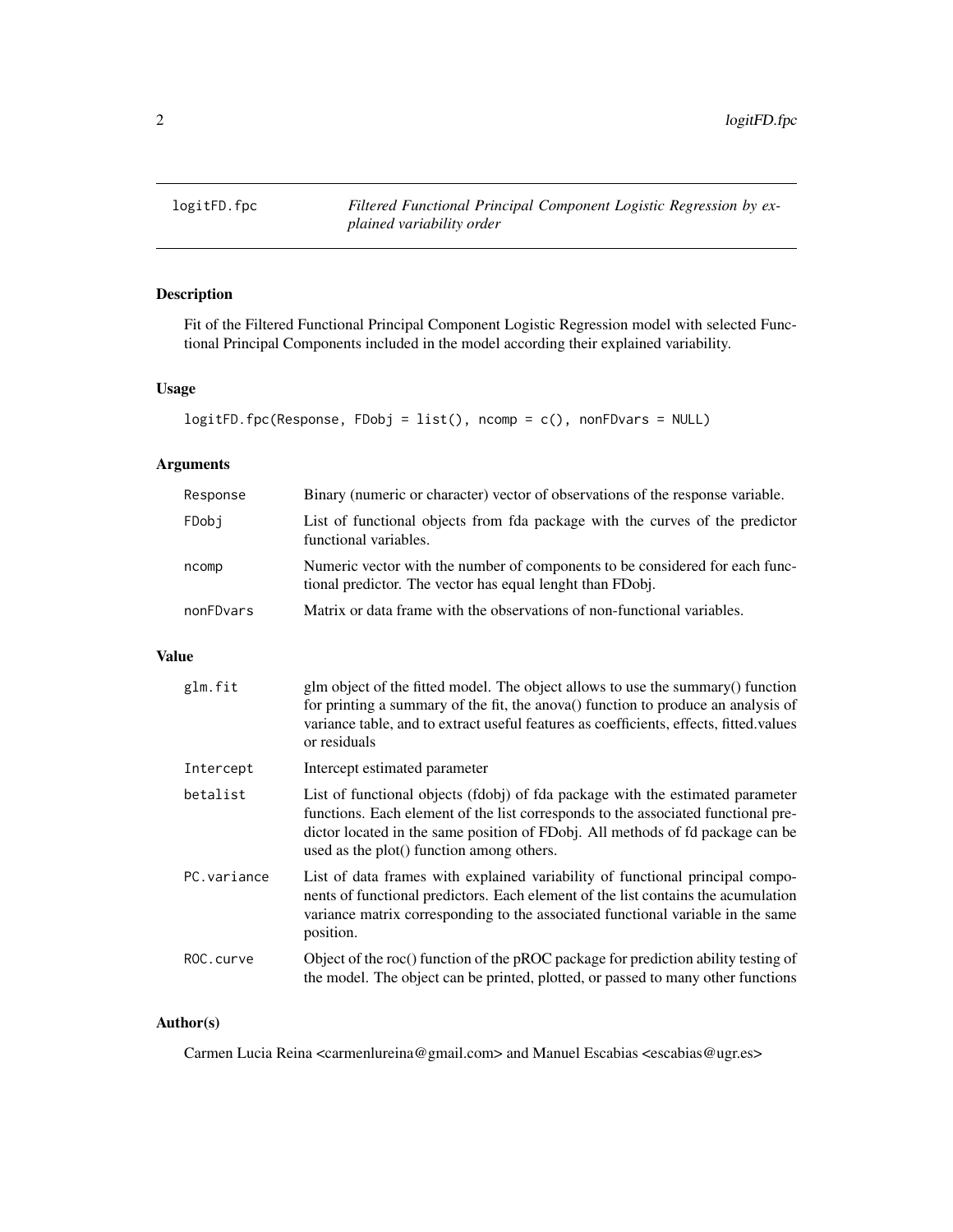# logitFD.fpc

*Filtered Functional Principal Component Logistic Regression by explained variability order*

## Description

Fit of the Filtered Functional Principal Component Logistic Regression model with selected Functional Principal Components included in the model according their explained variability.

## Usage

```
logitFD.fpc(Response, FDobj = list(), ncomp = c(), nonFDvars = NULL)
```

## Arguments

| | |
|---|---|
| `Response` | Binary (numeric or character) vector of observations of the response variable. |
| `FDobj` | List of functional objects from fda package with the curves of the predictor functional variables. |
| `ncomp` | Numeric vector with the number of components to be considered for each functional predictor. The vector has equal lenght than FDobj. |
| `nonFDvars` | Matrix or data frame with the observations of non-functional variables. |

## Value

| | |
|---|---|
| `glm.fit` | glm object of the fitted model. The object allows to use the summary() function for printing a summary of the fit, the anova() function to produce an analysis of variance table, and to extract useful features as coefficients, effects, fitted.values or residuals |
| `Intercept` | Intercept estimated parameter |
| `betalist` | List of functional objects (fdobj) of fda package with the estimated parameter functions. Each element of the list corresponds to the associated functional predictor located in the same position of FDobj. All methods of fd package can be used as the plot() function among others. |
| `PC.variance` | List of data frames with explained variability of functional principal components of functional predictors. Each element of the list contains the acumulation variance matrix corresponding to the associated functional variable in the same position. |
| `ROC.curve` | Object of the roc() function of the pROC package for prediction ability testing of the model. The object can be printed, plotted, or passed to many other functions |

## Author(s)

Carmen Lucia Reina <carmenlureina@gmail.com> and Manuel Escabias <escabias@ugr.es>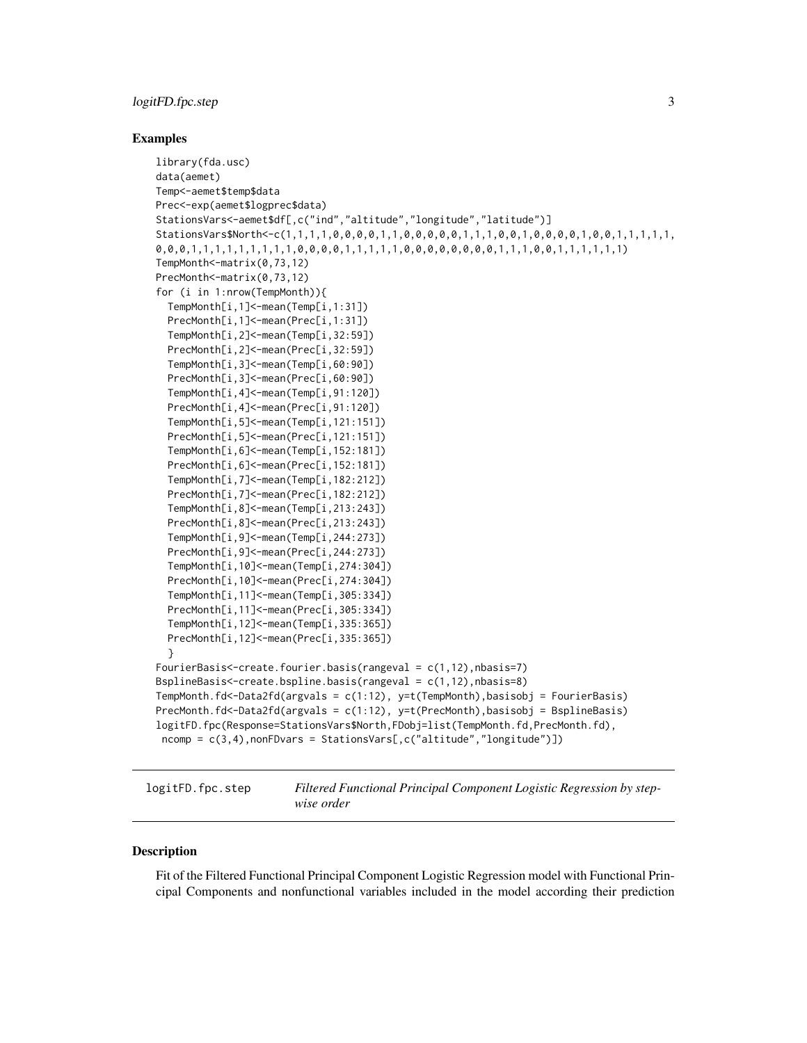## Examples

```
library(fda.usc)
data(aemet)
Temp<-aemet$temp$data
Prec<-exp(aemet$logprec$data)
StationsVars<-aemet$df[,c("ind","altitude","longitude","latitude")]
StationsVars$North<-c(1,1,1,1,0,0,0,0,1,1,0,0,0,0,0,1,1,1,0,0,1,0,0,0,0,1,0,0,1,1,1,1,1,
0,0,0,1,1,1,1,1,1,1,1,0,0,0,0,1,1,1,1,1,0,0,0,0,0,0,0,0,0,1,1,1,0,0,1,1,1,1,1,1)
TempMonth<-matrix(0,73,12)
PrecMonth<-matrix(0,73,12)
for (i in 1:nrow(TempMonth)){
  TempMonth[i,1]<-mean(Temp[i,1:31])
  PrecMonth[i,1]<-mean(Prec[i,1:31])
  TempMonth[i,2]<-mean(Temp[i,32:59])
  PrecMonth[i,2]<-mean(Prec[i,32:59])
  TempMonth[i,3]<-mean(Temp[i,60:90])
  PrecMonth[i,3]<-mean(Prec[i,60:90])
  TempMonth[i,4]<-mean(Temp[i,91:120])
  PrecMonth[i,4]<-mean(Prec[i,91:120])
  TempMonth[i,5]<-mean(Temp[i,121:151])
  PrecMonth[i,5]<-mean(Prec[i,121:151])
  TempMonth[i,6]<-mean(Temp[i,152:181])
  PrecMonth[i,6]<-mean(Prec[i,152:181])
  TempMonth[i,7]<-mean(Temp[i,182:212])
  PrecMonth[i,7]<-mean(Prec[i,182:212])
  TempMonth[i,8]<-mean(Temp[i,213:243])
  PrecMonth[i,8]<-mean(Prec[i,213:243])
  TempMonth[i,9]<-mean(Temp[i,244:273])
  PrecMonth[i,9]<-mean(Prec[i,244:273])
  TempMonth[i,10]<-mean(Temp[i,274:304])
  PrecMonth[i,10]<-mean(Prec[i,274:304])
  TempMonth[i,11]<-mean(Temp[i,305:334])
  PrecMonth[i,11]<-mean(Prec[i,305:334])
  TempMonth[i,12]<-mean(Temp[i,335:365])
  PrecMonth[i,12]<-mean(Prec[i,335:365])
  }
FourierBasis<-create.fourier.basis(rangeval = c(1,12),nbasis=7)
BsplineBasis<-create.bspline.basis(rangeval = c(1,12),nbasis=8)
TempMonth.fd<-Data2fd(argvals = c(1:12), y=t(TempMonth),basisobj = FourierBasis)
PrecMonth.fd<-Data2fd(argvals = c(1:12), y=t(PrecMonth),basisobj = BsplineBasis)
logitFD.fpc(Response=StationsVars$North,FDobj=list(TempMonth.fd,PrecMonth.fd),
 ncomp = c(3,4),nonFDvars = StationsVars[,c("altitude","longitude")])
```

---

`logitFD.fpc.step` *Filtered Functional Principal Component Logistic Regression by stepwise order*

---

## Description

Fit of the Filtered Functional Principal Component Logistic Regression model with Functional Principal Components and nonfunctional variables included in the model according their prediction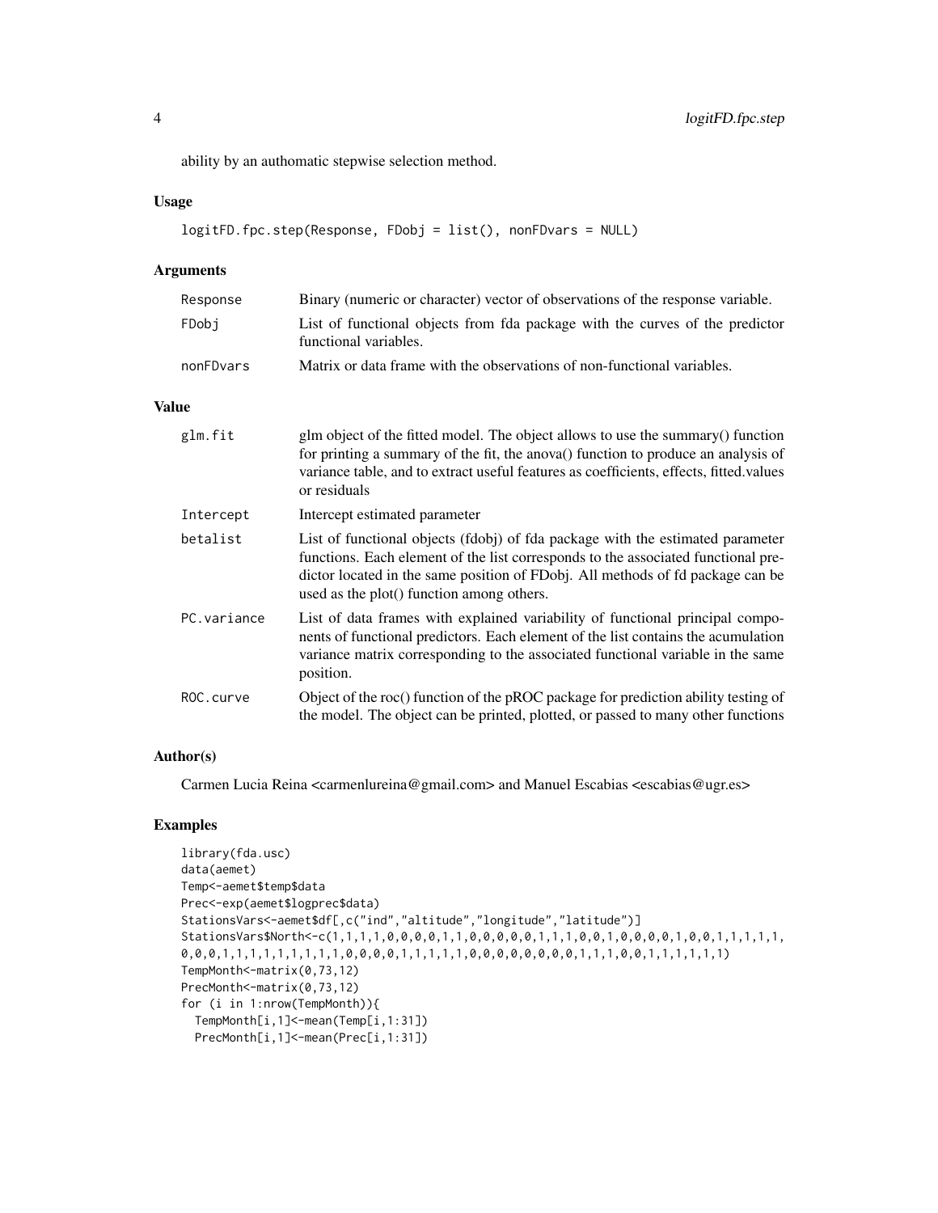ability by an authomatic stepwise selection method.

## Usage

```
logitFD.fpc.step(Response, FDobj = list(), nonFDvars = NULL)
```

## Arguments

| | |
|---|---|
| Response | Binary (numeric or character) vector of observations of the response variable. |
| FDobj | List of functional objects from fda package with the curves of the predictor functional variables. |
| nonFDvars | Matrix or data frame with the observations of non-functional variables. |

## Value

| | |
|---|---|
| glm.fit | glm object of the fitted model. The object allows to use the summary() function for printing a summary of the fit, the anova() function to produce an analysis of variance table, and to extract useful features as coefficients, effects, fitted.values or residuals |
| Intercept | Intercept estimated parameter |
| betalist | List of functional objects (fdobj) of fda package with the estimated parameter functions. Each element of the list corresponds to the associated functional predictor located in the same position of FDobj. All methods of fd package can be used as the plot() function among others. |
| PC.variance | List of data frames with explained variability of functional principal components of functional predictors. Each element of the list contains the acumulation variance matrix corresponding to the associated functional variable in the same position. |
| ROC.curve | Object of the roc() function of the pROC package for prediction ability testing of the model. The object can be printed, plotted, or passed to many other functions |

## Author(s)

Carmen Lucia Reina <carmenlureina@gmail.com> and Manuel Escabias <escabias@ugr.es>

## Examples

```
library(fda.usc)
data(aemet)
Temp<-aemet$temp$data
Prec<-exp(aemet$logprec$data)
StationsVars<-aemet$df[,c("ind","altitude","longitude","latitude")]
StationsVars$North<-c(1,1,1,1,0,0,0,0,1,1,0,0,0,0,0,1,1,1,0,0,1,0,0,0,0,1,0,0,1,1,1,1,1,
0,0,0,1,1,1,1,1,1,1,1,1,0,0,0,0,1,1,1,1,1,0,0,0,0,0,0,0,0,1,1,1,0,0,1,1,1,1,1,1)
TempMonth<-matrix(0,73,12)
PrecMonth<-matrix(0,73,12)
for (i in 1:nrow(TempMonth)){
  TempMonth[i,1]<-mean(Temp[i,1:31])
  PrecMonth[i,1]<-mean(Prec[i,1:31])
```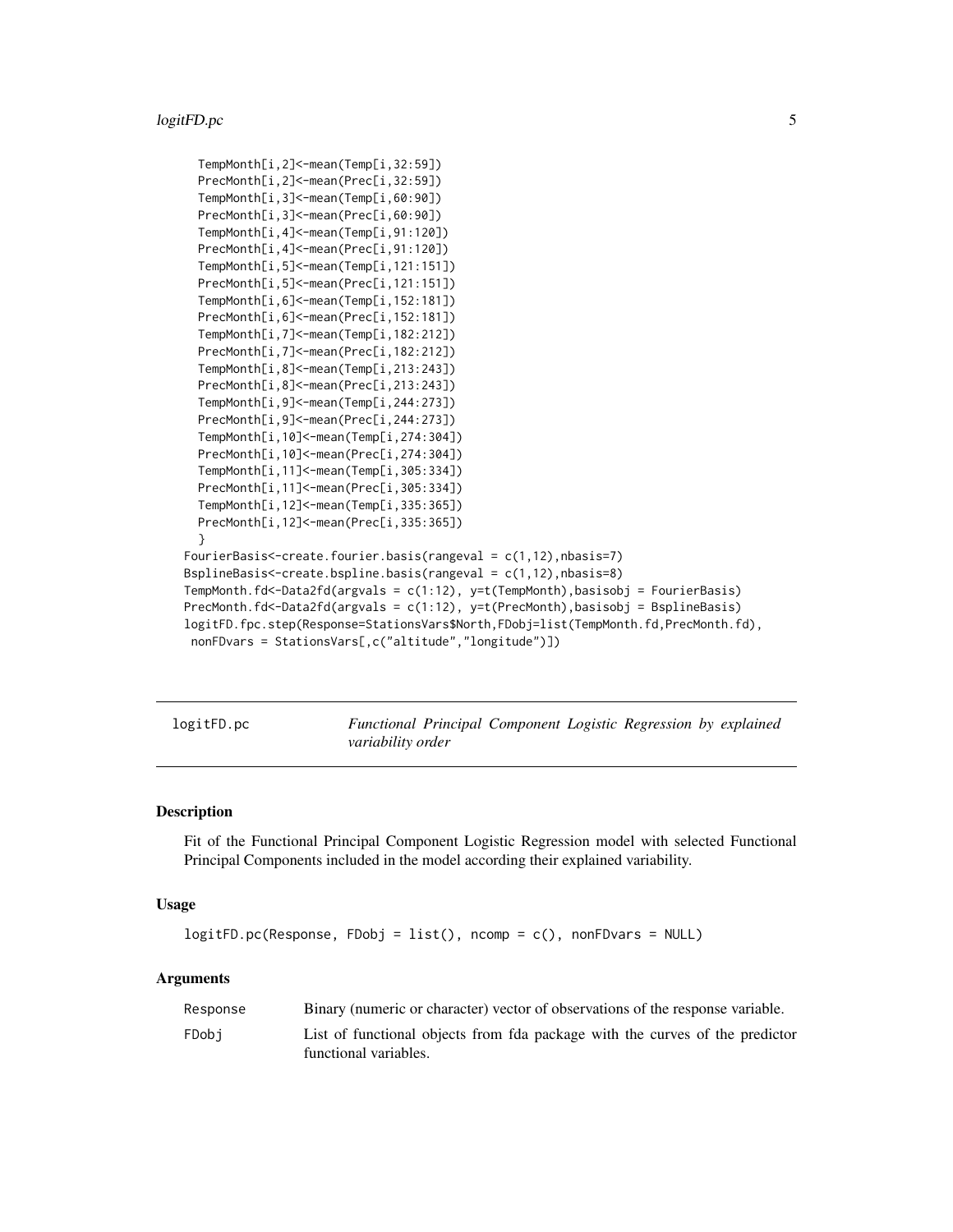```
  TempMonth[i,2]<-mean(Temp[i,32:59])
  PrecMonth[i,2]<-mean(Prec[i,32:59])
  TempMonth[i,3]<-mean(Temp[i,60:90])
  PrecMonth[i,3]<-mean(Prec[i,60:90])
  TempMonth[i,4]<-mean(Temp[i,91:120])
  PrecMonth[i,4]<-mean(Prec[i,91:120])
  TempMonth[i,5]<-mean(Temp[i,121:151])
  PrecMonth[i,5]<-mean(Prec[i,121:151])
  TempMonth[i,6]<-mean(Temp[i,152:181])
  PrecMonth[i,6]<-mean(Prec[i,152:181])
  TempMonth[i,7]<-mean(Temp[i,182:212])
  PrecMonth[i,7]<-mean(Prec[i,182:212])
  TempMonth[i,8]<-mean(Temp[i,213:243])
  PrecMonth[i,8]<-mean(Prec[i,213:243])
  TempMonth[i,9]<-mean(Temp[i,244:273])
  PrecMonth[i,9]<-mean(Prec[i,244:273])
  TempMonth[i,10]<-mean(Temp[i,274:304])
  PrecMonth[i,10]<-mean(Prec[i,274:304])
  TempMonth[i,11]<-mean(Temp[i,305:334])
  PrecMonth[i,11]<-mean(Prec[i,305:334])
  TempMonth[i,12]<-mean(Temp[i,335:365])
  PrecMonth[i,12]<-mean(Prec[i,335:365])
  }
FourierBasis<-create.fourier.basis(rangeval = c(1,12),nbasis=7)
BsplineBasis<-create.bspline.basis(rangeval = c(1,12),nbasis=8)
TempMonth.fd<-Data2fd(argvals = c(1:12), y=t(TempMonth),basisobj = FourierBasis)
PrecMonth.fd<-Data2fd(argvals = c(1:12), y=t(PrecMonth),basisobj = BsplineBasis)
logitFD.fpc.step(Response=StationsVars$North,FDobj=list(TempMonth.fd,PrecMonth.fd),
 nonFDvars = StationsVars[,c("altitude","longitude")])
```

## logitFD.pc — *Functional Principal Component Logistic Regression by explained variability order*

### Description

Fit of the Functional Principal Component Logistic Regression model with selected Functional Principal Components included in the model according their explained variability.

### Usage

```
logitFD.pc(Response, FDobj = list(), ncomp = c(), nonFDvars = NULL)
```

### Arguments

| | |
|---|---|
| Response | Binary (numeric or character) vector of observations of the response variable. |
| FDobj | List of functional objects from fda package with the curves of the predictor functional variables. |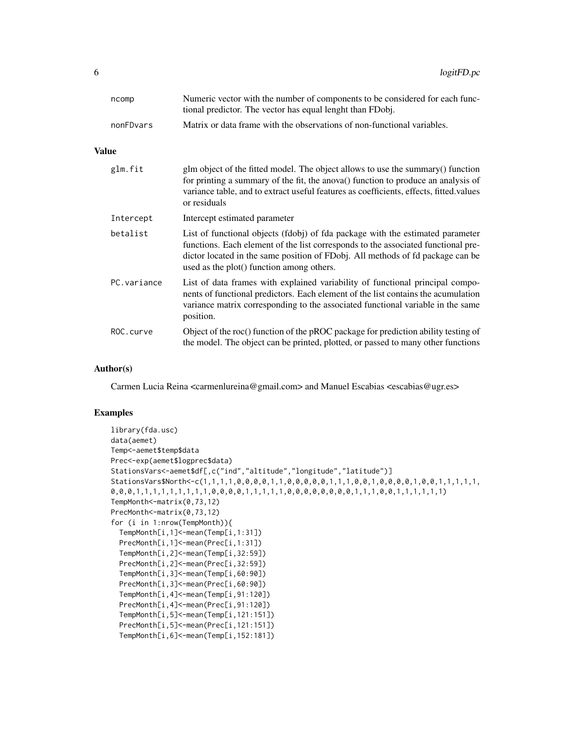| | |
|---|---|
| ncomp | Numeric vector with the number of components to be considered for each functional predictor. The vector has equal lenght than FDobj. |
| nonFDvars | Matrix or data frame with the observations of non-functional variables. |

## Value

| | |
|---|---|
| glm.fit | glm object of the fitted model. The object allows to use the summary() function for printing a summary of the fit, the anova() function to produce an analysis of variance table, and to extract useful features as coefficients, effects, fitted.values or residuals |
| Intercept | Intercept estimated parameter |
| betalist | List of functional objects (fdobj) of fda package with the estimated parameter functions. Each element of the list corresponds to the associated functional predictor located in the same position of FDobj. All methods of fd package can be used as the plot() function among others. |
| PC.variance | List of data frames with explained variability of functional principal components of functional predictors. Each element of the list contains the acumulation variance matrix corresponding to the associated functional variable in the same position. |
| ROC.curve | Object of the roc() function of the pROC package for prediction ability testing of the model. The object can be printed, plotted, or passed to many other functions |

## Author(s)

Carmen Lucia Reina <carmenlureina@gmail.com> and Manuel Escabias <escabias@ugr.es>

## Examples

```
library(fda.usc)
data(aemet)
Temp<-aemet$temp$data
Prec<-exp(aemet$logprec$data)
StationsVars<-aemet$df[,c("ind","altitude","longitude","latitude")]
StationsVars$North<-c(1,1,1,1,0,0,0,0,1,1,0,0,0,0,0,1,1,1,0,0,1,0,0,0,0,1,0,0,1,1,1,1,1,
0,0,0,1,1,1,1,1,1,1,1,1,0,0,0,0,1,1,1,1,1,0,0,0,0,0,0,0,0,0,1,1,1,0,0,1,1,1,1,1,1)
TempMonth<-matrix(0,73,12)
PrecMonth<-matrix(0,73,12)
for (i in 1:nrow(TempMonth)){
  TempMonth[i,1]<-mean(Temp[i,1:31])
  PrecMonth[i,1]<-mean(Prec[i,1:31])
  TempMonth[i,2]<-mean(Temp[i,32:59])
  PrecMonth[i,2]<-mean(Prec[i,32:59])
  TempMonth[i,3]<-mean(Temp[i,60:90])
  PrecMonth[i,3]<-mean(Prec[i,60:90])
  TempMonth[i,4]<-mean(Temp[i,91:120])
  PrecMonth[i,4]<-mean(Prec[i,91:120])
  TempMonth[i,5]<-mean(Temp[i,121:151])
  PrecMonth[i,5]<-mean(Prec[i,121:151])
  TempMonth[i,6]<-mean(Temp[i,152:181])
```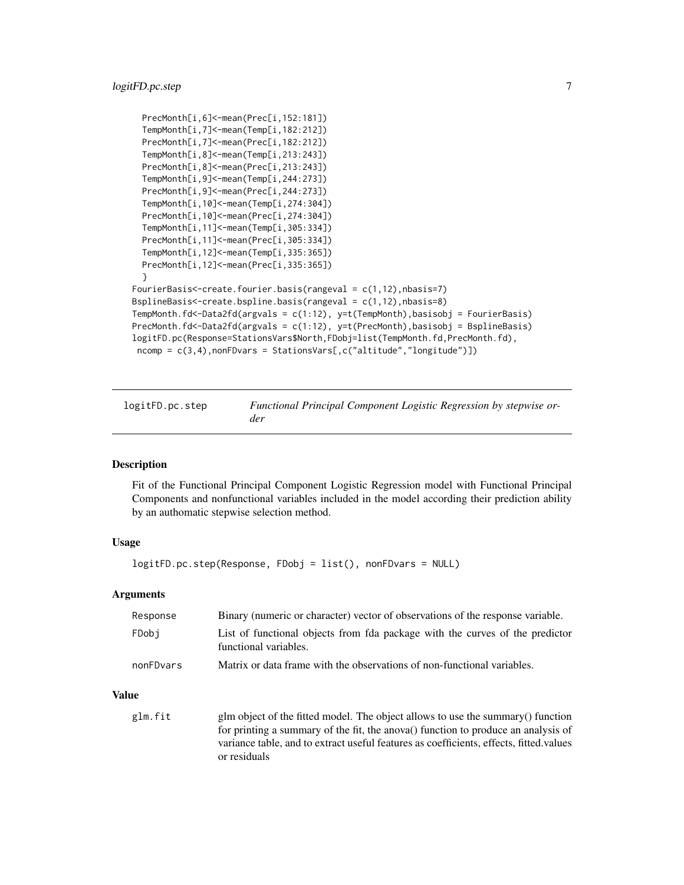```
  PrecMonth[i,6]<-mean(Prec[i,152:181])
  TempMonth[i,7]<-mean(Temp[i,182:212])
  PrecMonth[i,7]<-mean(Prec[i,182:212])
  TempMonth[i,8]<-mean(Temp[i,213:243])
  PrecMonth[i,8]<-mean(Prec[i,213:243])
  TempMonth[i,9]<-mean(Temp[i,244:273])
  PrecMonth[i,9]<-mean(Prec[i,244:273])
  TempMonth[i,10]<-mean(Temp[i,274:304])
  PrecMonth[i,10]<-mean(Prec[i,274:304])
  TempMonth[i,11]<-mean(Temp[i,305:334])
  PrecMonth[i,11]<-mean(Prec[i,305:334])
  TempMonth[i,12]<-mean(Temp[i,335:365])
  PrecMonth[i,12]<-mean(Prec[i,335:365])
  }
FourierBasis<-create.fourier.basis(rangeval = c(1,12),nbasis=7)
BsplineBasis<-create.bspline.basis(rangeval = c(1,12),nbasis=8)
TempMonth.fd<-Data2fd(argvals = c(1:12), y=t(TempMonth),basisobj = FourierBasis)
PrecMonth.fd<-Data2fd(argvals = c(1:12), y=t(PrecMonth),basisobj = BsplineBasis)
logitFD.pc(Response=StationsVars$North,FDobj=list(TempMonth.fd,PrecMonth.fd),
 ncomp = c(3,4),nonFDvars = StationsVars[,c("altitude","longitude")])
```

## logitFD.pc.step — *Functional Principal Component Logistic Regression by stepwise order*

### Description

Fit of the Functional Principal Component Logistic Regression model with Functional Principal Components and nonfunctional variables included in the model according their prediction ability by an authomatic stepwise selection method.

### Usage

```
logitFD.pc.step(Response, FDobj = list(), nonFDvars = NULL)
```

### Arguments

| | |
|---|---|
| Response | Binary (numeric or character) vector of observations of the response variable. |
| FDobj | List of functional objects from fda package with the curves of the predictor functional variables. |
| nonFDvars | Matrix or data frame with the observations of non-functional variables. |

### Value

| | |
|---|---|
| glm.fit | glm object of the fitted model. The object allows to use the summary() function for printing a summary of the fit, the anova() function to produce an analysis of variance table, and to extract useful features as coefficients, effects, fitted.values or residuals |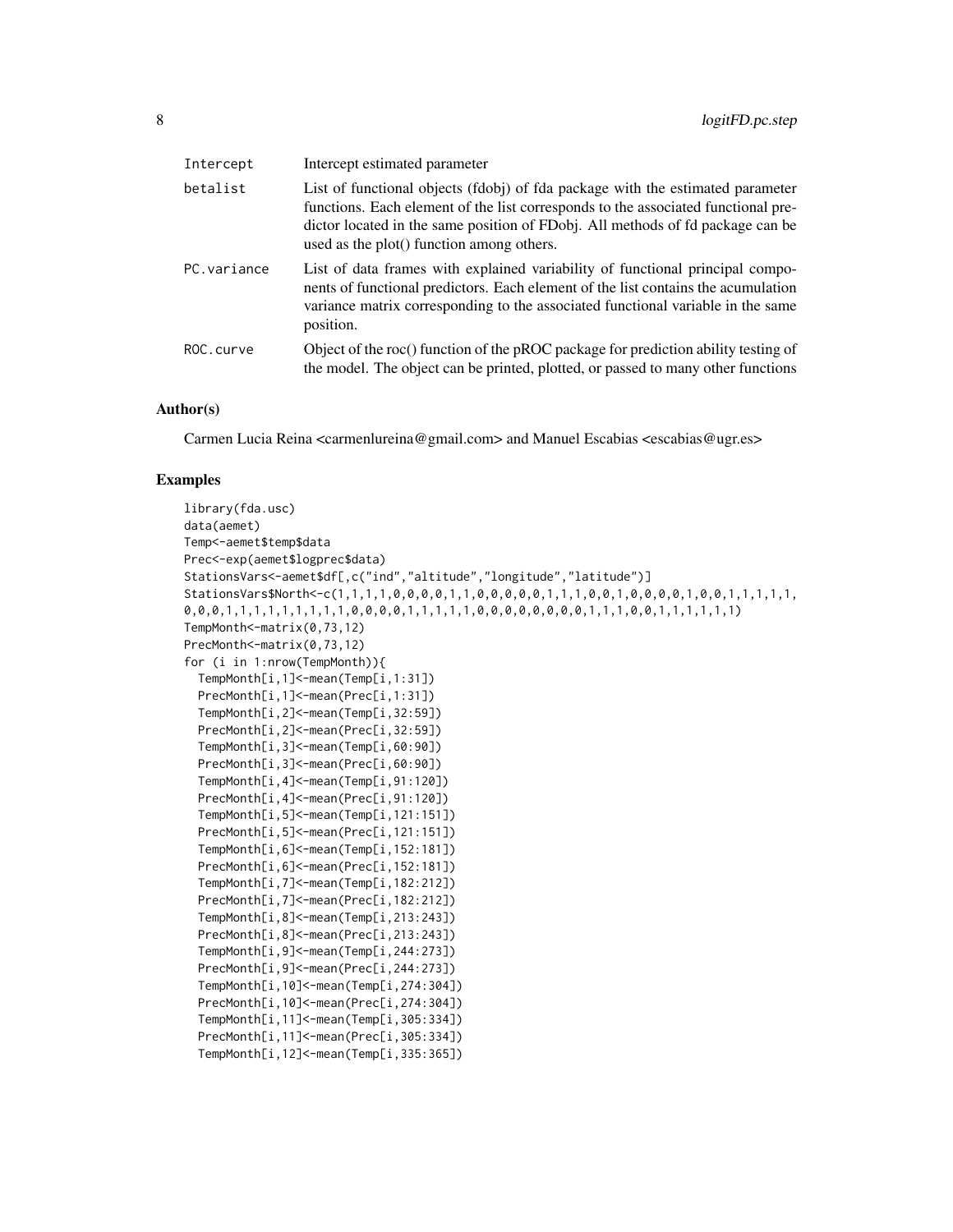| | |
|---|---|
| Intercept | Intercept estimated parameter |
| betalist | List of functional objects (fdobj) of fda package with the estimated parameter functions. Each element of the list corresponds to the associated functional predictor located in the same position of FDobj. All methods of fd package can be used as the plot() function among others. |
| PC.variance | List of data frames with explained variability of functional principal components of functional predictors. Each element of the list contains the acumulation variance matrix corresponding to the associated functional variable in the same position. |
| ROC.curve | Object of the roc() function of the pROC package for prediction ability testing of the model. The object can be printed, plotted, or passed to many other functions |

## Author(s)

Carmen Lucia Reina <carmenlureina@gmail.com> and Manuel Escabias <escabias@ugr.es>

## Examples

```
library(fda.usc)
data(aemet)
Temp<-aemet$temp$data
Prec<-exp(aemet$logprec$data)
StationsVars<-aemet$df[,c("ind","altitude","longitude","latitude")]
StationsVars$North<-c(1,1,1,1,0,0,0,0,1,1,0,0,0,0,0,1,1,1,0,0,1,0,0,0,0,1,0,0,1,1,1,1,1,
0,0,0,1,1,1,1,1,1,1,1,0,0,0,0,1,1,1,1,1,0,0,0,0,0,0,0,0,1,1,1,0,0,1,1,1,1,1,1)
TempMonth<-matrix(0,73,12)
PrecMonth<-matrix(0,73,12)
for (i in 1:nrow(TempMonth)){
  TempMonth[i,1]<-mean(Temp[i,1:31])
  PrecMonth[i,1]<-mean(Prec[i,1:31])
  TempMonth[i,2]<-mean(Temp[i,32:59])
  PrecMonth[i,2]<-mean(Prec[i,32:59])
  TempMonth[i,3]<-mean(Temp[i,60:90])
  PrecMonth[i,3]<-mean(Prec[i,60:90])
  TempMonth[i,4]<-mean(Temp[i,91:120])
  PrecMonth[i,4]<-mean(Prec[i,91:120])
  TempMonth[i,5]<-mean(Temp[i,121:151])
  PrecMonth[i,5]<-mean(Prec[i,121:151])
  TempMonth[i,6]<-mean(Temp[i,152:181])
  PrecMonth[i,6]<-mean(Prec[i,152:181])
  TempMonth[i,7]<-mean(Temp[i,182:212])
  PrecMonth[i,7]<-mean(Prec[i,182:212])
  TempMonth[i,8]<-mean(Temp[i,213:243])
  PrecMonth[i,8]<-mean(Prec[i,213:243])
  TempMonth[i,9]<-mean(Temp[i,244:273])
  PrecMonth[i,9]<-mean(Prec[i,244:273])
  TempMonth[i,10]<-mean(Temp[i,274:304])
  PrecMonth[i,10]<-mean(Prec[i,274:304])
  TempMonth[i,11]<-mean(Temp[i,305:334])
  PrecMonth[i,11]<-mean(Prec[i,305:334])
  TempMonth[i,12]<-mean(Temp[i,335:365])
```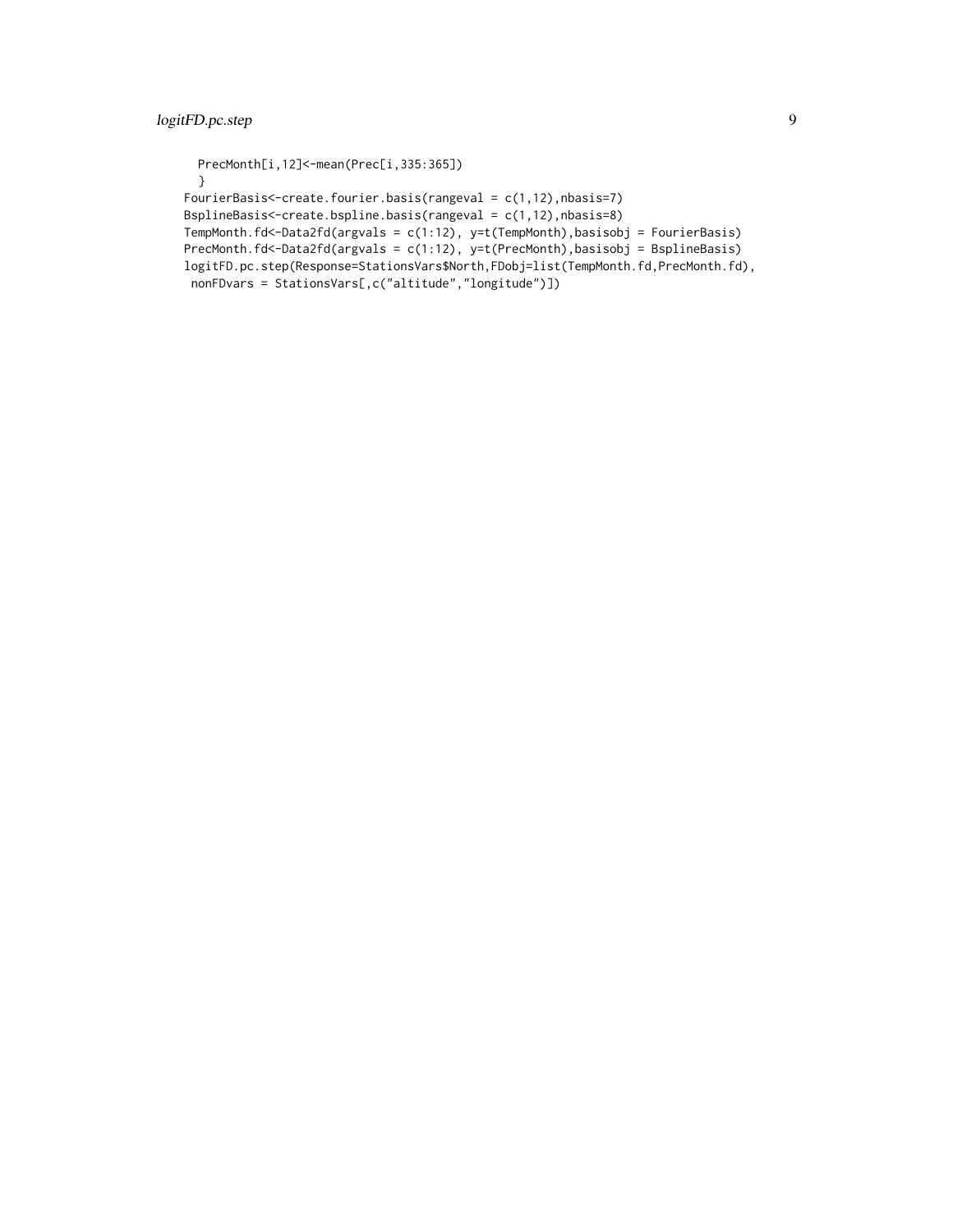```
    PrecMonth[i,12]<-mean(Prec[i,335:365])
    }
FourierBasis<-create.fourier.basis(rangeval = c(1,12),nbasis=7)
BsplineBasis<-create.bspline.basis(rangeval = c(1,12),nbasis=8)
TempMonth.fd<-Data2fd(argvals = c(1:12), y=t(TempMonth),basisobj = FourierBasis)
PrecMonth.fd<-Data2fd(argvals = c(1:12), y=t(PrecMonth),basisobj = BsplineBasis)
logitFD.pc.step(Response=StationsVars$North,FDobj=list(TempMonth.fd,PrecMonth.fd),
 nonFDvars = StationsVars[,c("altitude","longitude")])
```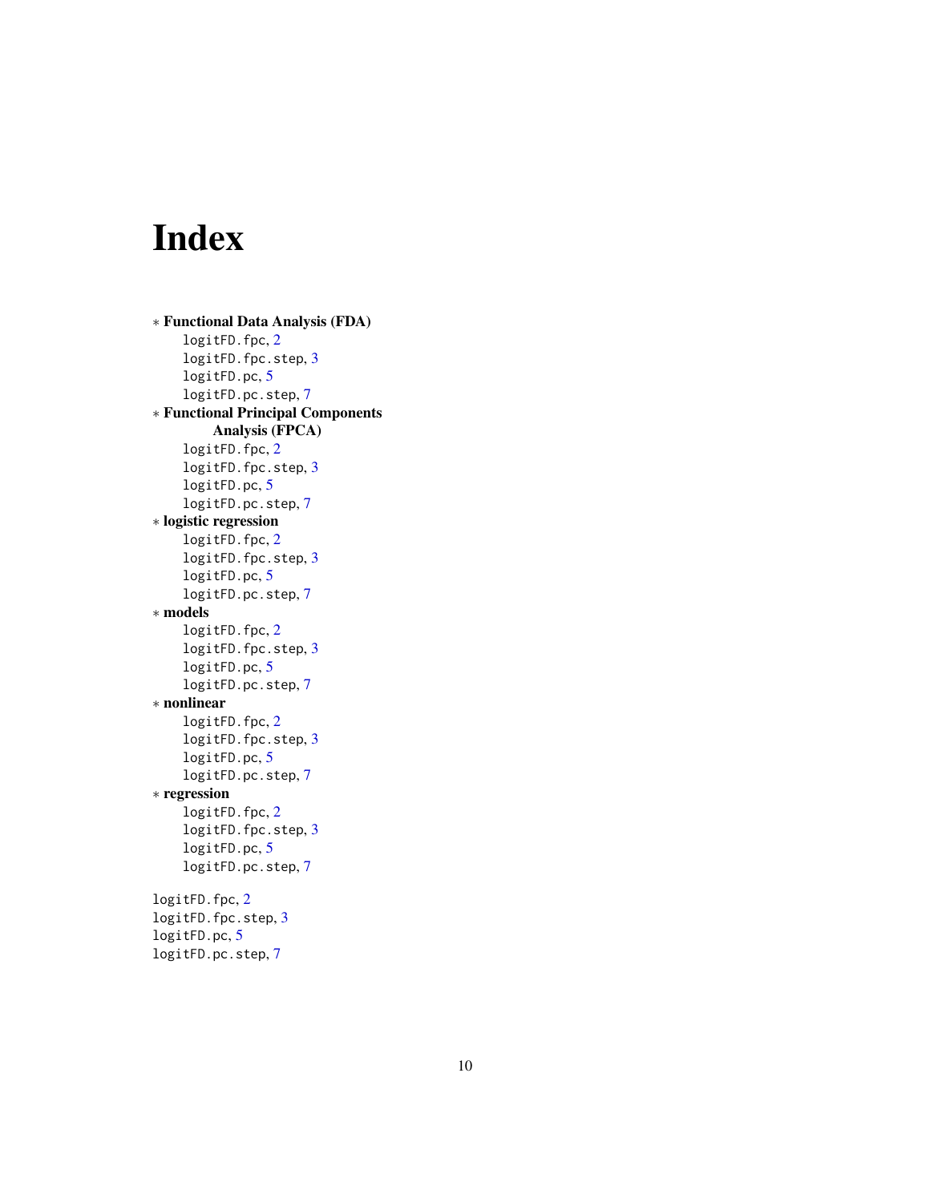# Index

* **Functional Data Analysis (FDA)**
    - logitFD.fpc, 2
    - logitFD.fpc.step, 3
    - logitFD.pc, 5
    - logitFD.pc.step, 7
* **Functional Principal Components Analysis (FPCA)**
    - logitFD.fpc, 2
    - logitFD.fpc.step, 3
    - logitFD.pc, 5
    - logitFD.pc.step, 7
* **logistic regression**
    - logitFD.fpc, 2
    - logitFD.fpc.step, 3
    - logitFD.pc, 5
    - logitFD.pc.step, 7
* **models**
    - logitFD.fpc, 2
    - logitFD.fpc.step, 3
    - logitFD.pc, 5
    - logitFD.pc.step, 7
* **nonlinear**
    - logitFD.fpc, 2
    - logitFD.fpc.step, 3
    - logitFD.pc, 5
    - logitFD.pc.step, 7
* **regression**
    - logitFD.fpc, 2
    - logitFD.fpc.step, 3
    - logitFD.pc, 5
    - logitFD.pc.step, 7

logitFD.fpc, 2
logitFD.fpc.step, 3
logitFD.pc, 5
logitFD.pc.step, 7